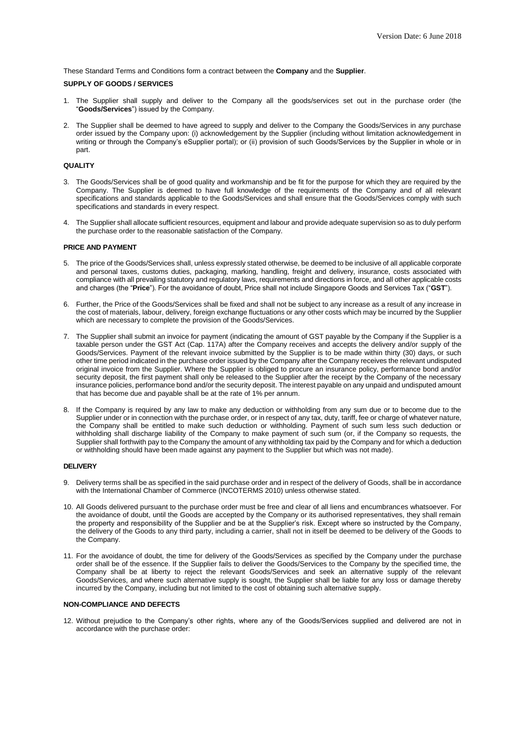Version Date: 6 June 2018

These Standard Terms and Conditions form a contract between the **Company** and the **Supplier**.

**SUPPLY OF GOODS / SERVICES**

1. The Supplier shall supply and deliver to the Company all the goods/services set out in the purchase order (the "**Goods/Services**") issued by the Company.

2. The Supplier shall be deemed to have agreed to supply and deliver to the Company the Goods/Services in any purchase order issued by the Company upon: (i) acknowledgement by the Supplier (including without limitation acknowledgement in writing or through the Company's eSupplier portal); or (ii) provision of such Goods/Services by the Supplier in whole or in part.

**QUALITY**

3. The Goods/Services shall be of good quality and workmanship and be fit for the purpose for which they are required by the Company. The Supplier is deemed to have full knowledge of the requirements of the Company and of all relevant specifications and standards applicable to the Goods/Services and shall ensure that the Goods/Services comply with such specifications and standards in every respect.

4. The Supplier shall allocate sufficient resources, equipment and labour and provide adequate supervision so as to duly perform the purchase order to the reasonable satisfaction of the Company.

**PRICE AND PAYMENT**

5. The price of the Goods/Services shall, unless expressly stated otherwise, be deemed to be inclusive of all applicable corporate and personal taxes, customs duties, packaging, marking, handling, freight and delivery, insurance, costs associated with compliance with all prevailing statutory and regulatory laws, requirements and directions in force, and all other applicable costs and charges (the "**Price**"). For the avoidance of doubt, Price shall not include Singapore Goods and Services Tax ("**GST**").

6. Further, the Price of the Goods/Services shall be fixed and shall not be subject to any increase as a result of any increase in the cost of materials, labour, delivery, foreign exchange fluctuations or any other costs which may be incurred by the Supplier which are necessary to complete the provision of the Goods/Services.

7. The Supplier shall submit an invoice for payment (indicating the amount of GST payable by the Company if the Supplier is a taxable person under the GST Act (Cap. 117A) after the Company receives and accepts the delivery and/or supply of the Goods/Services. Payment of the relevant invoice submitted by the Supplier is to be made within thirty (30) days, or such other time period indicated in the purchase order issued by the Company after the Company receives the relevant undisputed original invoice from the Supplier. Where the Supplier is obliged to procure an insurance policy, performance bond and/or security deposit, the first payment shall only be released to the Supplier after the receipt by the Company of the necessary insurance policies, performance bond and/or the security deposit. The interest payable on any unpaid and undisputed amount that has become due and payable shall be at the rate of 1% per annum.

8. If the Company is required by any law to make any deduction or withholding from any sum due or to become due to the Supplier under or in connection with the purchase order, or in respect of any tax, duty, tariff, fee or charge of whatever nature, the Company shall be entitled to make such deduction or withholding. Payment of such sum less such deduction or withholding shall discharge liability of the Company to make payment of such sum (or, if the Company so requests, the Supplier shall forthwith pay to the Company the amount of any withholding tax paid by the Company and for which a deduction or withholding should have been made against any payment to the Supplier but which was not made).

**DELIVERY**

9. Delivery terms shall be as specified in the said purchase order and in respect of the delivery of Goods, shall be in accordance with the International Chamber of Commerce (INCOTERMS 2010) unless otherwise stated.

10. All Goods delivered pursuant to the purchase order must be free and clear of all liens and encumbrances whatsoever. For the avoidance of doubt, until the Goods are accepted by the Company or its authorised representatives, they shall remain the property and responsibility of the Supplier and be at the Supplier's risk. Except where so instructed by the Company, the delivery of the Goods to any third party, including a carrier, shall not in itself be deemed to be delivery of the Goods to the Company.

11. For the avoidance of doubt, the time for delivery of the Goods/Services as specified by the Company under the purchase order shall be of the essence. If the Supplier fails to deliver the Goods/Services to the Company by the specified time, the Company shall be at liberty to reject the relevant Goods/Services and seek an alternative supply of the relevant Goods/Services, and where such alternative supply is sought, the Supplier shall be liable for any loss or damage thereby incurred by the Company, including but not limited to the cost of obtaining such alternative supply.

**NON-COMPLIANCE AND DEFECTS**

12. Without prejudice to the Company's other rights, where any of the Goods/Services supplied and delivered are not in accordance with the purchase order: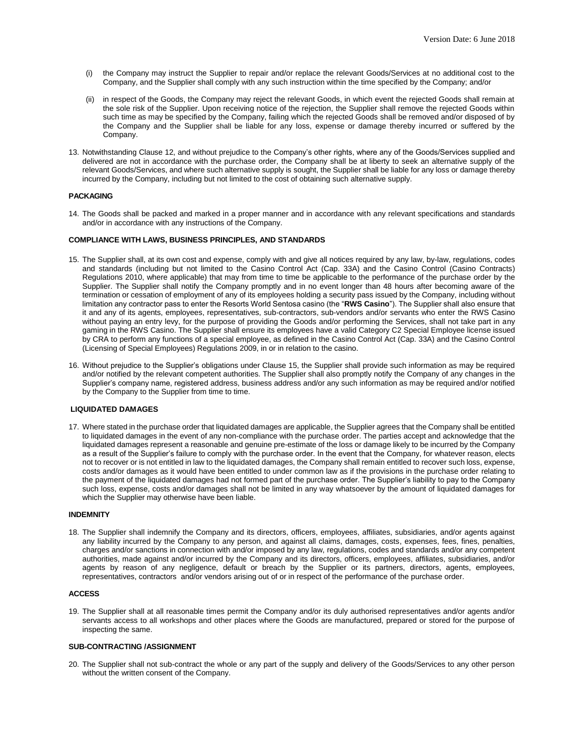(i) the Company may instruct the Supplier to repair and/or replace the relevant Goods/Services at no additional cost to the Company, and the Supplier shall comply with any such instruction within the time specified by the Company; and/or

(ii) in respect of the Goods, the Company may reject the relevant Goods, in which event the rejected Goods shall remain at the sole risk of the Supplier. Upon receiving notice of the rejection, the Supplier shall remove the rejected Goods within such time as may be specified by the Company, failing which the rejected Goods shall be removed and/or disposed of by the Company and the Supplier shall be liable for any loss, expense or damage thereby incurred or suffered by the Company.

13. Notwithstanding Clause 12, and without prejudice to the Company's other rights, where any of the Goods/Services supplied and delivered are not in accordance with the purchase order, the Company shall be at liberty to seek an alternative supply of the relevant Goods/Services, and where such alternative supply is sought, the Supplier shall be liable for any loss or damage thereby incurred by the Company, including but not limited to the cost of obtaining such alternative supply.

**PACKAGING**

14. The Goods shall be packed and marked in a proper manner and in accordance with any relevant specifications and standards and/or in accordance with any instructions of the Company.

**COMPLIANCE WITH LAWS, BUSINESS PRINCIPLES, AND STANDARDS**

15. The Supplier shall, at its own cost and expense, comply with and give all notices required by any law, by-law, regulations, codes and standards (including but not limited to the Casino Control Act (Cap. 33A) and the Casino Control (Casino Contracts) Regulations 2010, where applicable) that may from time to time be applicable to the performance of the purchase order by the Supplier. The Supplier shall notify the Company promptly and in no event longer than 48 hours after becoming aware of the termination or cessation of employment of any of its employees holding a security pass issued by the Company, including without limitation any contractor pass to enter the Resorts World Sentosa casino (the "**RWS Casino**"). The Supplier shall also ensure that it and any of its agents, employees, representatives, sub-contractors, sub-vendors and/or servants who enter the RWS Casino without paying an entry levy, for the purpose of providing the Goods and/or performing the Services, shall not take part in any gaming in the RWS Casino. The Supplier shall ensure its employees have a valid Category C2 Special Employee license issued by CRA to perform any functions of a special employee, as defined in the Casino Control Act (Cap. 33A) and the Casino Control (Licensing of Special Employees) Regulations 2009, in or in relation to the casino.

16. Without prejudice to the Supplier's obligations under Clause 15, the Supplier shall provide such information as may be required and/or notified by the relevant competent authorities. The Supplier shall also promptly notify the Company of any changes in the Supplier's company name, registered address, business address and/or any such information as may be required and/or notified by the Company to the Supplier from time to time.

**LIQUIDATED DAMAGES**

17. Where stated in the purchase order that liquidated damages are applicable, the Supplier agrees that the Company shall be entitled to liquidated damages in the event of any non-compliance with the purchase order. The parties accept and acknowledge that the liquidated damages represent a reasonable and genuine pre-estimate of the loss or damage likely to be incurred by the Company as a result of the Supplier's failure to comply with the purchase order. In the event that the Company, for whatever reason, elects not to recover or is not entitled in law to the liquidated damages, the Company shall remain entitled to recover such loss, expense, costs and/or damages as it would have been entitled to under common law as if the provisions in the purchase order relating to the payment of the liquidated damages had not formed part of the purchase order. The Supplier's liability to pay to the Company such loss, expense, costs and/or damages shall not be limited in any way whatsoever by the amount of liquidated damages for which the Supplier may otherwise have been liable.

**INDEMNITY**

18. The Supplier shall indemnify the Company and its directors, officers, employees, affiliates, subsidiaries, and/or agents against any liability incurred by the Company to any person, and against all claims, damages, costs, expenses, fees, fines, penalties, charges and/or sanctions in connection with and/or imposed by any law, regulations, codes and standards and/or any competent authorities, made against and/or incurred by the Company and its directors, officers, employees, affiliates, subsidiaries, and/or agents by reason of any negligence, default or breach by the Supplier or its partners, directors, agents, employees, representatives, contractors and/or vendors arising out of or in respect of the performance of the purchase order.

**ACCESS**

19. The Supplier shall at all reasonable times permit the Company and/or its duly authorised representatives and/or agents and/or servants access to all workshops and other places where the Goods are manufactured, prepared or stored for the purpose of inspecting the same.

**SUB-CONTRACTING /ASSIGNMENT**

20. The Supplier shall not sub-contract the whole or any part of the supply and delivery of the Goods/Services to any other person without the written consent of the Company.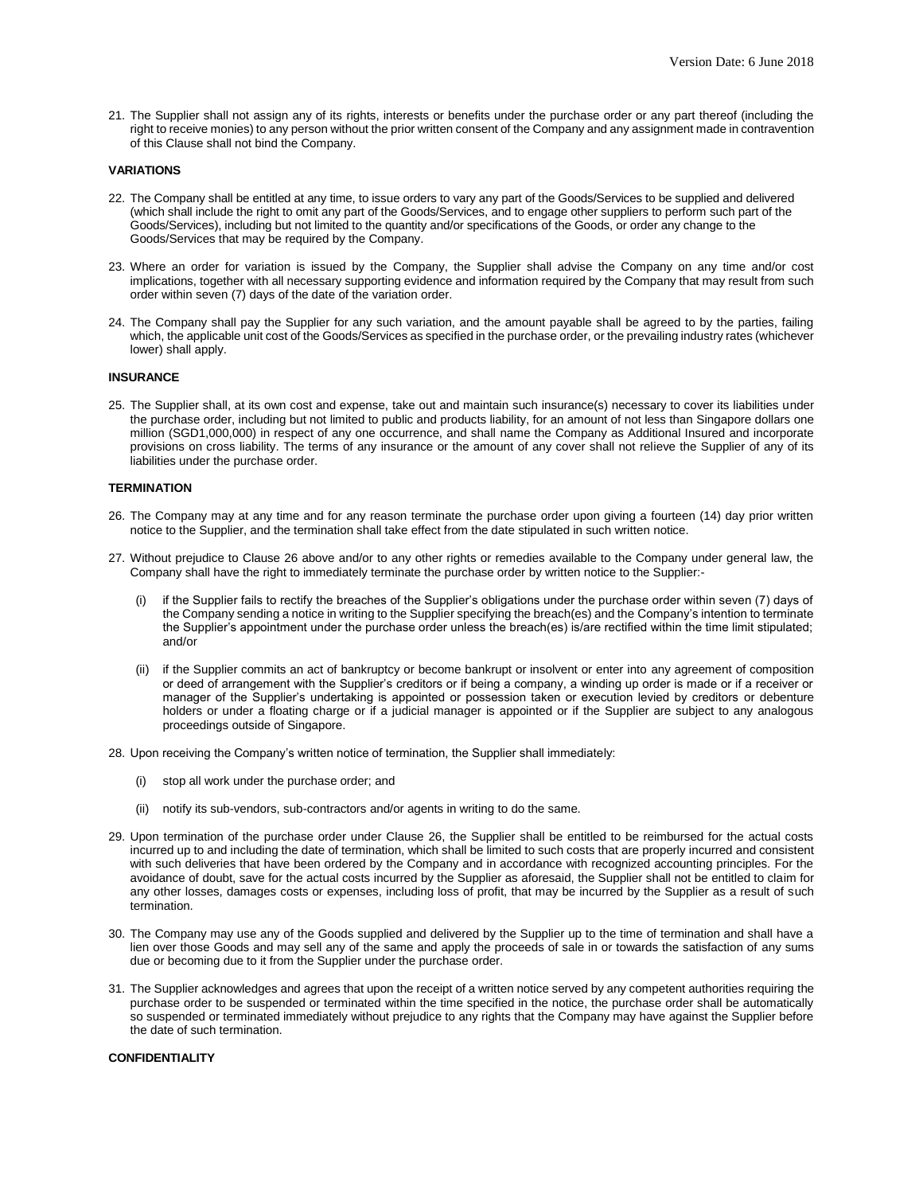21. The Supplier shall not assign any of its rights, interests or benefits under the purchase order or any part thereof (including the right to receive monies) to any person without the prior written consent of the Company and any assignment made in contravention of this Clause shall not bind the Company.

**VARIATIONS**

22. The Company shall be entitled at any time, to issue orders to vary any part of the Goods/Services to be supplied and delivered (which shall include the right to omit any part of the Goods/Services, and to engage other suppliers to perform such part of the Goods/Services), including but not limited to the quantity and/or specifications of the Goods, or order any change to the Goods/Services that may be required by the Company.

23. Where an order for variation is issued by the Company, the Supplier shall advise the Company on any time and/or cost implications, together with all necessary supporting evidence and information required by the Company that may result from such order within seven (7) days of the date of the variation order.

24. The Company shall pay the Supplier for any such variation, and the amount payable shall be agreed to by the parties, failing which, the applicable unit cost of the Goods/Services as specified in the purchase order, or the prevailing industry rates (whichever lower) shall apply.

**INSURANCE**

25. The Supplier shall, at its own cost and expense, take out and maintain such insurance(s) necessary to cover its liabilities under the purchase order, including but not limited to public and products liability, for an amount of not less than Singapore dollars one million (SGD1,000,000) in respect of any one occurrence, and shall name the Company as Additional Insured and incorporate provisions on cross liability. The terms of any insurance or the amount of any cover shall not relieve the Supplier of any of its liabilities under the purchase order.

**TERMINATION**

26. The Company may at any time and for any reason terminate the purchase order upon giving a fourteen (14) day prior written notice to the Supplier, and the termination shall take effect from the date stipulated in such written notice.

27. Without prejudice to Clause 26 above and/or to any other rights or remedies available to the Company under general law, the Company shall have the right to immediately terminate the purchase order by written notice to the Supplier:-

    (i) if the Supplier fails to rectify the breaches of the Supplier's obligations under the purchase order within seven (7) days of the Company sending a notice in writing to the Supplier specifying the breach(es) and the Company's intention to terminate the Supplier's appointment under the purchase order unless the breach(es) is/are rectified within the time limit stipulated; and/or

    (ii) if the Supplier commits an act of bankruptcy or become bankrupt or insolvent or enter into any agreement of composition or deed of arrangement with the Supplier's creditors or if being a company, a winding up order is made or if a receiver or manager of the Supplier's undertaking is appointed or possession taken or execution levied by creditors or debenture holders or under a floating charge or if a judicial manager is appointed or if the Supplier are subject to any analogous proceedings outside of Singapore.

28. Upon receiving the Company's written notice of termination, the Supplier shall immediately:

    (i) stop all work under the purchase order; and

    (ii) notify its sub-vendors, sub-contractors and/or agents in writing to do the same.

29. Upon termination of the purchase order under Clause 26, the Supplier shall be entitled to be reimbursed for the actual costs incurred up to and including the date of termination, which shall be limited to such costs that are properly incurred and consistent with such deliveries that have been ordered by the Company and in accordance with recognized accounting principles. For the avoidance of doubt, save for the actual costs incurred by the Supplier as aforesaid, the Supplier shall not be entitled to claim for any other losses, damages costs or expenses, including loss of profit, that may be incurred by the Supplier as a result of such termination.

30. The Company may use any of the Goods supplied and delivered by the Supplier up to the time of termination and shall have a lien over those Goods and may sell any of the same and apply the proceeds of sale in or towards the satisfaction of any sums due or becoming due to it from the Supplier under the purchase order.

31. The Supplier acknowledges and agrees that upon the receipt of a written notice served by any competent authorities requiring the purchase order to be suspended or terminated within the time specified in the notice, the purchase order shall be automatically so suspended or terminated immediately without prejudice to any rights that the Company may have against the Supplier before the date of such termination.

**CONFIDENTIALITY**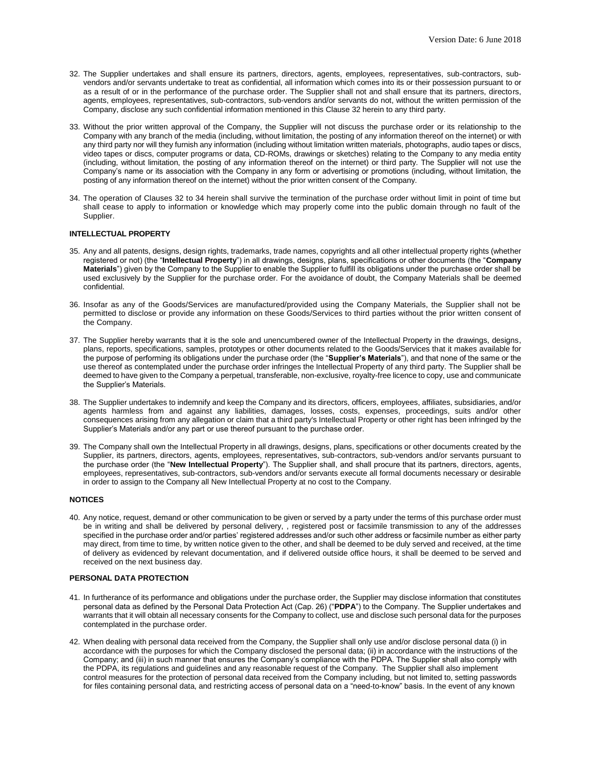32. The Supplier undertakes and shall ensure its partners, directors, agents, employees, representatives, sub-contractors, sub-vendors and/or servants undertake to treat as confidential, all information which comes into its or their possession pursuant to or as a result of or in the performance of the purchase order. The Supplier shall not and shall ensure that its partners, directors, agents, employees, representatives, sub-contractors, sub-vendors and/or servants do not, without the written permission of the Company, disclose any such confidential information mentioned in this Clause 32 herein to any third party.

33. Without the prior written approval of the Company, the Supplier will not discuss the purchase order or its relationship to the Company with any branch of the media (including, without limitation, the posting of any information thereof on the internet) or with any third party nor will they furnish any information (including without limitation written materials, photographs, audio tapes or discs, video tapes or discs, computer programs or data, CD-ROMs, drawings or sketches) relating to the Company to any media entity (including, without limitation, the posting of any information thereof on the internet) or third party. The Supplier will not use the Company's name or its association with the Company in any form or advertising or promotions (including, without limitation, the posting of any information thereof on the internet) without the prior written consent of the Company.

34. The operation of Clauses 32 to 34 herein shall survive the termination of the purchase order without limit in point of time but shall cease to apply to information or knowledge which may properly come into the public domain through no fault of the Supplier.

**INTELLECTUAL PROPERTY**

35. Any and all patents, designs, design rights, trademarks, trade names, copyrights and all other intellectual property rights (whether registered or not) (the "**Intellectual Property**") in all drawings, designs, plans, specifications or other documents (the "**Company Materials**") given by the Company to the Supplier to enable the Supplier to fulfill its obligations under the purchase order shall be used exclusively by the Supplier for the purchase order. For the avoidance of doubt, the Company Materials shall be deemed confidential.

36. Insofar as any of the Goods/Services are manufactured/provided using the Company Materials, the Supplier shall not be permitted to disclose or provide any information on these Goods/Services to third parties without the prior written consent of the Company.

37. The Supplier hereby warrants that it is the sole and unencumbered owner of the Intellectual Property in the drawings, designs, plans, reports, specifications, samples, prototypes or other documents related to the Goods/Services that it makes available for the purpose of performing its obligations under the purchase order (the "**Supplier's Materials**"), and that none of the same or the use thereof as contemplated under the purchase order infringes the Intellectual Property of any third party. The Supplier shall be deemed to have given to the Company a perpetual, transferable, non-exclusive, royalty-free licence to copy, use and communicate the Supplier's Materials.

38. The Supplier undertakes to indemnify and keep the Company and its directors, officers, employees, affiliates, subsidiaries, and/or agents harmless from and against any liabilities, damages, losses, costs, expenses, proceedings, suits and/or other consequences arising from any allegation or claim that a third party's Intellectual Property or other right has been infringed by the Supplier's Materials and/or any part or use thereof pursuant to the purchase order.

39. The Company shall own the Intellectual Property in all drawings, designs, plans, specifications or other documents created by the Supplier, its partners, directors, agents, employees, representatives, sub-contractors, sub-vendors and/or servants pursuant to the purchase order (the "**New Intellectual Property**"). The Supplier shall, and shall procure that its partners, directors, agents, employees, representatives, sub-contractors, sub-vendors and/or servants execute all formal documents necessary or desirable in order to assign to the Company all New Intellectual Property at no cost to the Company.

**NOTICES**

40. Any notice, request, demand or other communication to be given or served by a party under the terms of this purchase order must be in writing and shall be delivered by personal delivery, , registered post or facsimile transmission to any of the addresses specified in the purchase order and/or parties' registered addresses and/or such other address or facsimile number as either party may direct, from time to time, by written notice given to the other, and shall be deemed to be duly served and received, at the time of delivery as evidenced by relevant documentation, and if delivered outside office hours, it shall be deemed to be served and received on the next business day.

**PERSONAL DATA PROTECTION**

41. In furtherance of its performance and obligations under the purchase order, the Supplier may disclose information that constitutes personal data as defined by the Personal Data Protection Act (Cap. 26) ("**PDPA**") to the Company. The Supplier undertakes and warrants that it will obtain all necessary consents for the Company to collect, use and disclose such personal data for the purposes contemplated in the purchase order.

42. When dealing with personal data received from the Company, the Supplier shall only use and/or disclose personal data (i) in accordance with the purposes for which the Company disclosed the personal data; (ii) in accordance with the instructions of the Company; and (iii) in such manner that ensures the Company's compliance with the PDPA. The Supplier shall also comply with the PDPA, its regulations and guidelines and any reasonable request of the Company. The Supplier shall also implement control measures for the protection of personal data received from the Company including, but not limited to, setting passwords for files containing personal data, and restricting access of personal data on a "need-to-know" basis. In the event of any known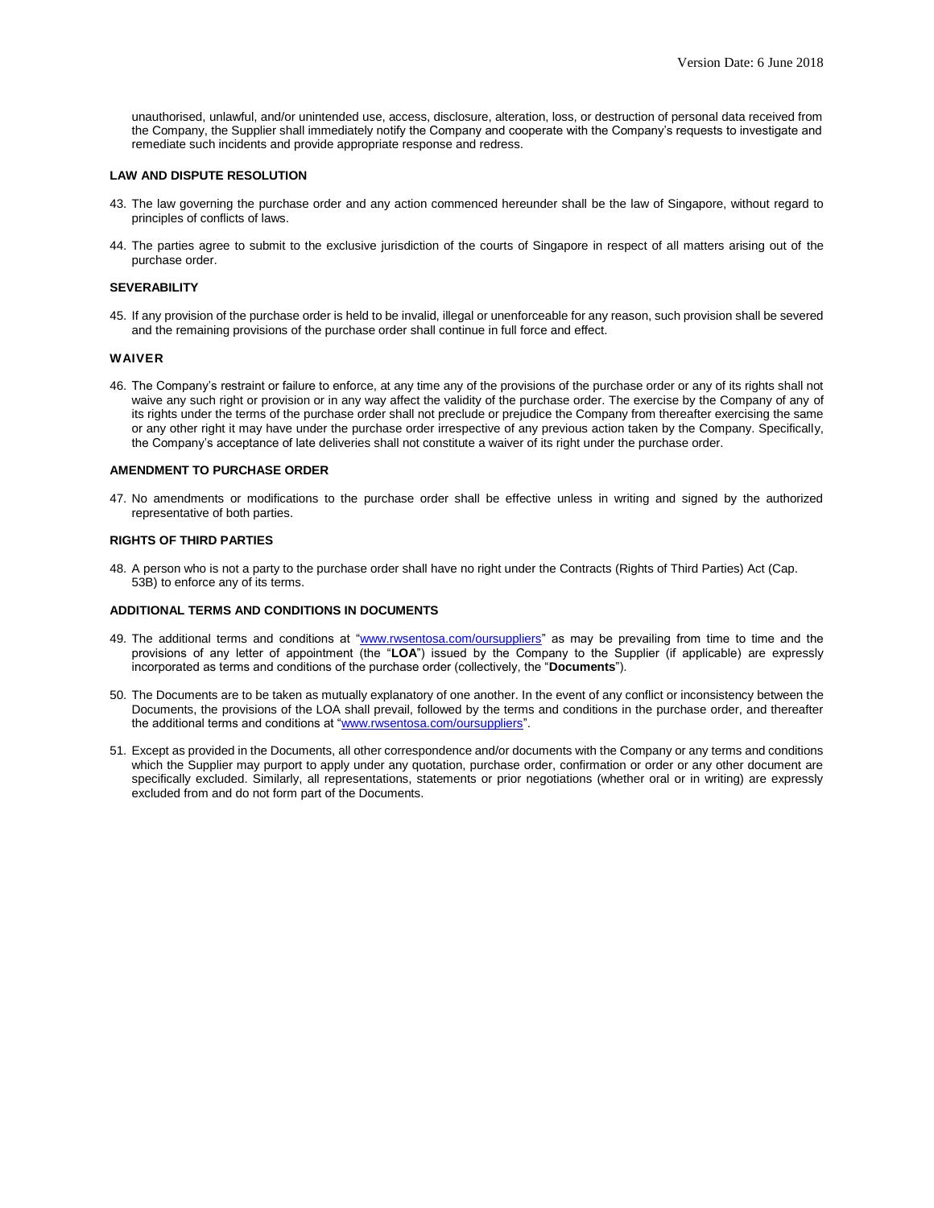unauthorised, unlawful, and/or unintended use, access, disclosure, alteration, loss, or destruction of personal data received from the Company, the Supplier shall immediately notify the Company and cooperate with the Company's requests to investigate and remediate such incidents and provide appropriate response and redress.

**LAW AND DISPUTE RESOLUTION**

43. The law governing the purchase order and any action commenced hereunder shall be the law of Singapore, without regard to principles of conflicts of laws.

44. The parties agree to submit to the exclusive jurisdiction of the courts of Singapore in respect of all matters arising out of the purchase order.

**SEVERABILITY**

45. If any provision of the purchase order is held to be invalid, illegal or unenforceable for any reason, such provision shall be severed and the remaining provisions of the purchase order shall continue in full force and effect.

**WAIVER**

46. The Company's restraint or failure to enforce, at any time any of the provisions of the purchase order or any of its rights shall not waive any such right or provision or in any way affect the validity of the purchase order. The exercise by the Company of any of its rights under the terms of the purchase order shall not preclude or prejudice the Company from thereafter exercising the same or any other right it may have under the purchase order irrespective of any previous action taken by the Company. Specifically, the Company's acceptance of late deliveries shall not constitute a waiver of its right under the purchase order.

**AMENDMENT TO PURCHASE ORDER**

47. No amendments or modifications to the purchase order shall be effective unless in writing and signed by the authorized representative of both parties.

**RIGHTS OF THIRD PARTIES**

48. A person who is not a party to the purchase order shall have no right under the Contracts (Rights of Third Parties) Act (Cap. 53B) to enforce any of its terms.

**ADDITIONAL TERMS AND CONDITIONS IN DOCUMENTS**

49. The additional terms and conditions at "www.rwsentosa.com/oursuppliers" as may be prevailing from time to time and the provisions of any letter of appointment (the "**LOA**") issued by the Company to the Supplier (if applicable) are expressly incorporated as terms and conditions of the purchase order (collectively, the "**Documents**").

50. The Documents are to be taken as mutually explanatory of one another. In the event of any conflict or inconsistency between the Documents, the provisions of the LOA shall prevail, followed by the terms and conditions in the purchase order, and thereafter the additional terms and conditions at "www.rwsentosa.com/oursuppliers".

51. Except as provided in the Documents, all other correspondence and/or documents with the Company or any terms and conditions which the Supplier may purport to apply under any quotation, purchase order, confirmation or order or any other document are specifically excluded. Similarly, all representations, statements or prior negotiations (whether oral or in writing) are expressly excluded from and do not form part of the Documents.